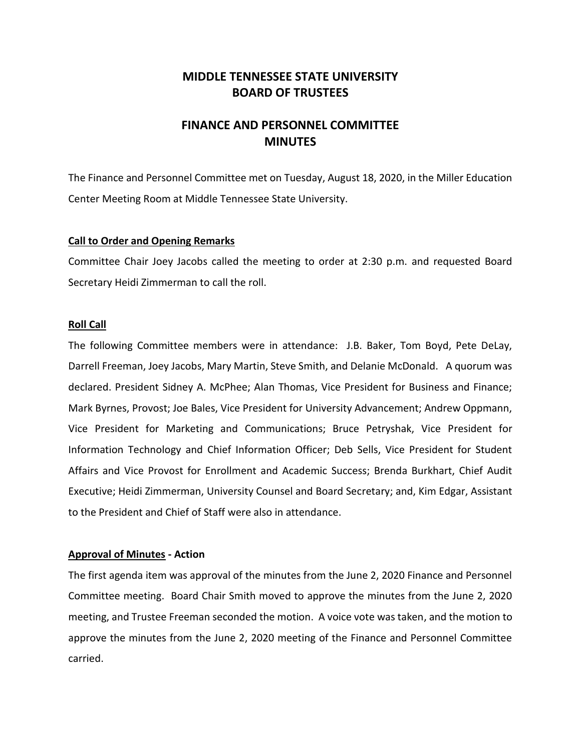# MIDDLE TENNESSEE STATE UNIVERSITY
# BOARD OF TRUSTEES

## FINANCE AND PERSONNEL COMMITTEE
## MINUTES

The Finance and Personnel Committee met on Tuesday, August 18, 2020, in the Miller Education Center Meeting Room at Middle Tennessee State University.

### Call to Order and Opening Remarks

Committee Chair Joey Jacobs called the meeting to order at 2:30 p.m. and requested Board Secretary Heidi Zimmerman to call the roll.

### Roll Call

The following Committee members were in attendance: J.B. Baker, Tom Boyd, Pete DeLay, Darrell Freeman, Joey Jacobs, Mary Martin, Steve Smith, and Delanie McDonald. A quorum was declared. President Sidney A. McPhee; Alan Thomas, Vice President for Business and Finance; Mark Byrnes, Provost; Joe Bales, Vice President for University Advancement; Andrew Oppmann, Vice President for Marketing and Communications; Bruce Petryshak, Vice President for Information Technology and Chief Information Officer; Deb Sells, Vice President for Student Affairs and Vice Provost for Enrollment and Academic Success; Brenda Burkhart, Chief Audit Executive; Heidi Zimmerman, University Counsel and Board Secretary; and, Kim Edgar, Assistant to the President and Chief of Staff were also in attendance.

### Approval of Minutes - Action

The first agenda item was approval of the minutes from the June 2, 2020 Finance and Personnel Committee meeting. Board Chair Smith moved to approve the minutes from the June 2, 2020 meeting, and Trustee Freeman seconded the motion. A voice vote was taken, and the motion to approve the minutes from the June 2, 2020 meeting of the Finance and Personnel Committee carried.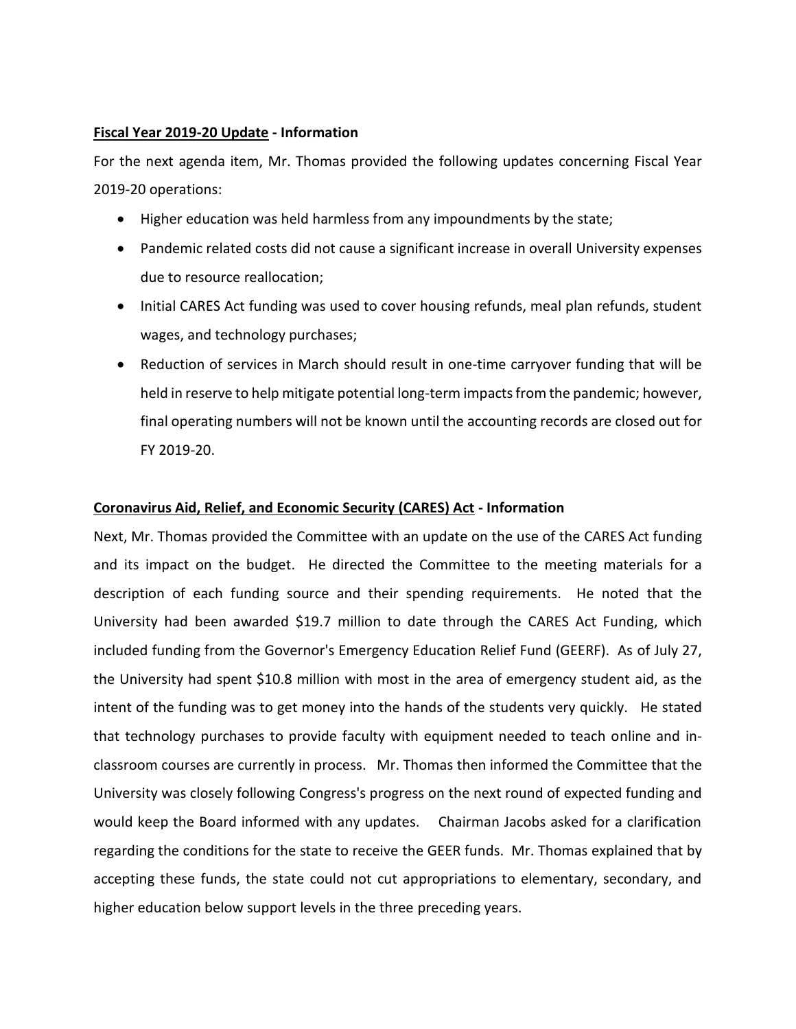**<u>Fiscal Year 2019-20 Update</u> - Information**

For the next agenda item, Mr. Thomas provided the following updates concerning Fiscal Year 2019-20 operations:

- Higher education was held harmless from any impoundments by the state;
- Pandemic related costs did not cause a significant increase in overall University expenses due to resource reallocation;
- Initial CARES Act funding was used to cover housing refunds, meal plan refunds, student wages, and technology purchases;
- Reduction of services in March should result in one-time carryover funding that will be held in reserve to help mitigate potential long-term impacts from the pandemic; however, final operating numbers will not be known until the accounting records are closed out for FY 2019-20.

**<u>Coronavirus Aid, Relief, and Economic Security (CARES) Act</u> - Information**

Next, Mr. Thomas provided the Committee with an update on the use of the CARES Act funding and its impact on the budget. He directed the Committee to the meeting materials for a description of each funding source and their spending requirements. He noted that the University had been awarded $19.7 million to date through the CARES Act Funding, which included funding from the Governor's Emergency Education Relief Fund (GEERF). As of July 27, the University had spent $10.8 million with most in the area of emergency student aid, as the intent of the funding was to get money into the hands of the students very quickly. He stated that technology purchases to provide faculty with equipment needed to teach online and in-classroom courses are currently in process. Mr. Thomas then informed the Committee that the University was closely following Congress's progress on the next round of expected funding and would keep the Board informed with any updates. Chairman Jacobs asked for a clarification regarding the conditions for the state to receive the GEER funds. Mr. Thomas explained that by accepting these funds, the state could not cut appropriations to elementary, secondary, and higher education below support levels in the three preceding years.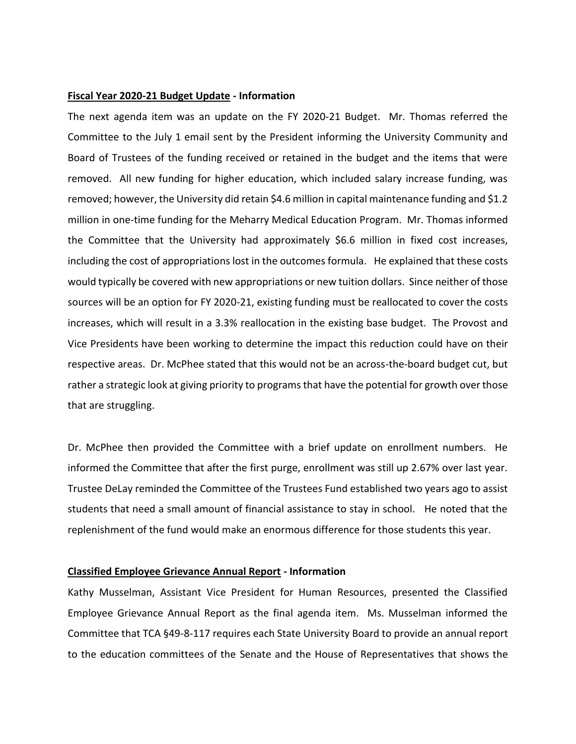**<u>Fiscal Year 2020-21 Budget Update</u> - Information**

The next agenda item was an update on the FY 2020-21 Budget. Mr. Thomas referred the Committee to the July 1 email sent by the President informing the University Community and Board of Trustees of the funding received or retained in the budget and the items that were removed. All new funding for higher education, which included salary increase funding, was removed; however, the University did retain $4.6 million in capital maintenance funding and $1.2 million in one-time funding for the Meharry Medical Education Program. Mr. Thomas informed the Committee that the University had approximately $6.6 million in fixed cost increases, including the cost of appropriations lost in the outcomes formula. He explained that these costs would typically be covered with new appropriations or new tuition dollars. Since neither of those sources will be an option for FY 2020-21, existing funding must be reallocated to cover the costs increases, which will result in a 3.3% reallocation in the existing base budget. The Provost and Vice Presidents have been working to determine the impact this reduction could have on their respective areas. Dr. McPhee stated that this would not be an across-the-board budget cut, but rather a strategic look at giving priority to programs that have the potential for growth over those that are struggling.

Dr. McPhee then provided the Committee with a brief update on enrollment numbers. He informed the Committee that after the first purge, enrollment was still up 2.67% over last year. Trustee DeLay reminded the Committee of the Trustees Fund established two years ago to assist students that need a small amount of financial assistance to stay in school. He noted that the replenishment of the fund would make an enormous difference for those students this year.

**<u>Classified Employee Grievance Annual Report</u> - Information**

Kathy Musselman, Assistant Vice President for Human Resources, presented the Classified Employee Grievance Annual Report as the final agenda item. Ms. Musselman informed the Committee that TCA §49-8-117 requires each State University Board to provide an annual report to the education committees of the Senate and the House of Representatives that shows the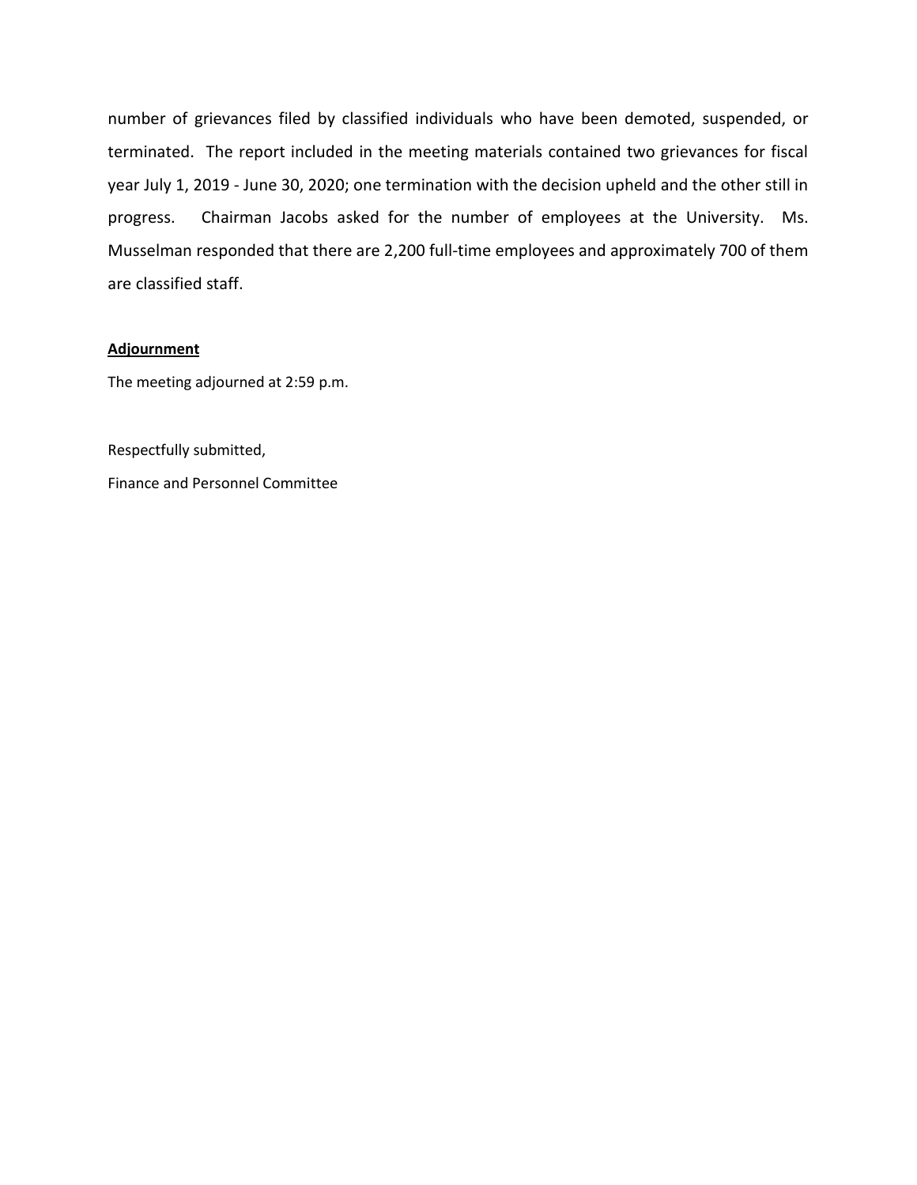number of grievances filed by classified individuals who have been demoted, suspended, or terminated. The report included in the meeting materials contained two grievances for fiscal year July 1, 2019 - June 30, 2020; one termination with the decision upheld and the other still in progress. Chairman Jacobs asked for the number of employees at the University. Ms. Musselman responded that there are 2,200 full-time employees and approximately 700 of them are classified staff.

**Adjournment**

The meeting adjourned at 2:59 p.m.

Respectfully submitted,

Finance and Personnel Committee